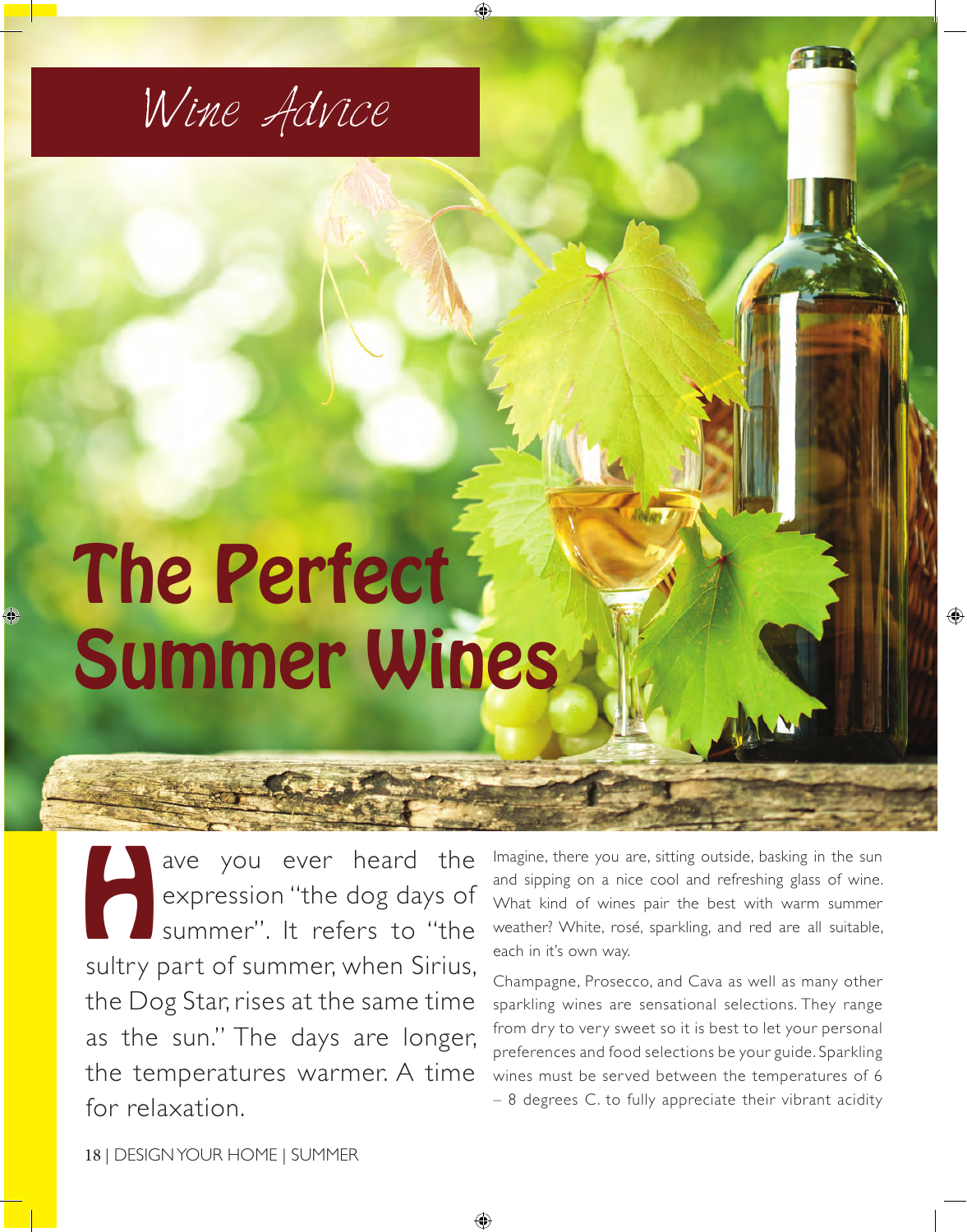*Wine Advice*

# The Perfect Summer Wines

Have you ever heard the expression "the dog days of summer". It refers to "the sultry part of summer, when Sirius, the Dog Star, rises at the same time as the sun." The days are longer, the temperatures warmer. A time for relaxation.

Imagine, there you are, sitting outside, basking in the sun and sipping on a nice cool and refreshing glass of wine. What kind of wines pair the best with warm summer weather? White, rosé, sparkling, and red are all suitable, each in it's own way.

Champagne, Prosecco, and Cava as well as many other sparkling wines are sensational selections. They range from dry to very sweet so it is best to let your personal preferences and food selections be your guide. Sparkling wines must be served between the temperatures of 6 – 8 degrees C. to fully appreciate their vibrant acidity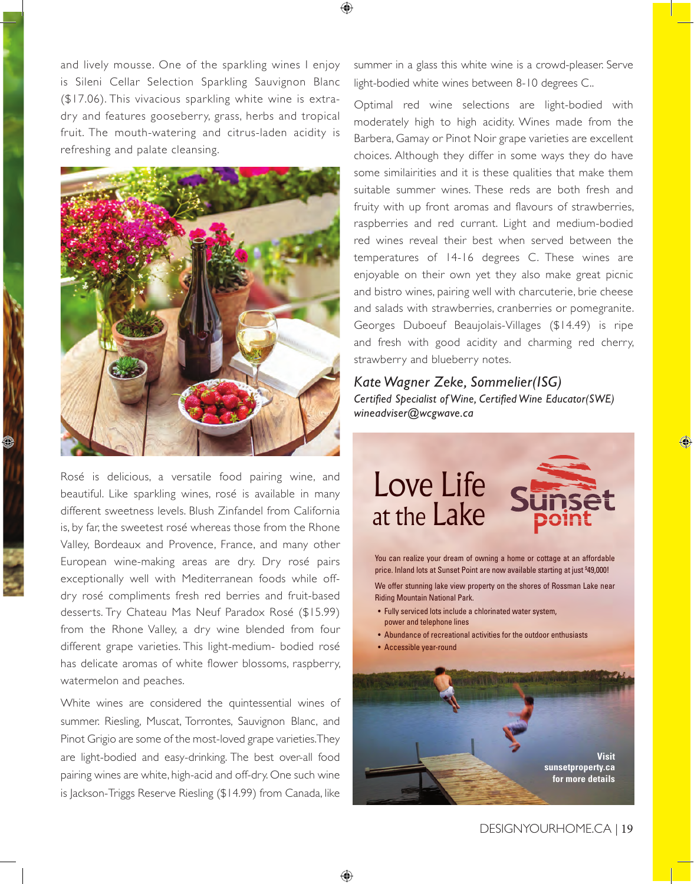and lively mousse. One of the sparkling wines I enjoy is Sileni Cellar Selection Sparkling Sauvignon Blanc ($17.06). This vivacious sparkling white wine is extra-dry and features gooseberry, grass, herbs and tropical fruit. The mouth-watering and citrus-laden acidity is refreshing and palate cleansing.

Rosé is delicious, a versatile food pairing wine, and beautiful. Like sparkling wines, rosé is available in many different sweetness levels. Blush Zinfandel from California is, by far, the sweetest rosé whereas those from the Rhone Valley, Bordeaux and Provence, France, and many other European wine-making areas are dry. Dry rosé pairs exceptionally well with Mediterranean foods while off-dry rosé compliments fresh red berries and fruit-based desserts. Try Chateau Mas Neuf Paradox Rosé ($15.99) from the Rhone Valley, a dry wine blended from four different grape varieties. This light-medium- bodied rosé has delicate aromas of white flower blossoms, raspberry, watermelon and peaches.

White wines are considered the quintessential wines of summer. Riesling, Muscat, Torrontes, Sauvignon Blanc, and Pinot Grigio are some of the most-loved grape varieties. They are light-bodied and easy-drinking. The best over-all food pairing wines are white, high-acid and off-dry. One such wine is Jackson-Triggs Reserve Riesling ($14.99) from Canada, like summer in a glass this white wine is a crowd-pleaser. Serve light-bodied white wines between 8-10 degrees C..

Optimal red wine selections are light-bodied with moderately high to high acidity. Wines made from the Barbera, Gamay or Pinot Noir grape varieties are excellent choices. Although they differ in some ways they do have some similairities and it is these qualities that make them suitable summer wines. These reds are both fresh and fruity with up front aromas and flavours of strawberries, raspberries and red currant. Light and medium-bodied red wines reveal their best when served between the temperatures of 14-16 degrees C. These wines are enjoyable on their own yet they also make great picnic and bistro wines, pairing well with charcuterie, brie cheese and salads with strawberries, cranberries or pomegranite. Georges Duboeuf Beaujolais-Villages ($14.49) is ripe and fresh with good acidity and charming red cherry, strawberry and blueberry notes.

*Kate Wagner Zeke, Sommelier(ISG)*
*Certified Specialist of Wine, Certified Wine Educator(SWE)*
*wineadviser@wcgwave.ca*

# Love Life at the Lake

**Sunset point**

You can realize your dream of owning a home or cottage at an affordable price. Inland lots at Sunset Point are now available starting at just $49,000!

We offer stunning lake view property on the shores of Rossman Lake near Riding Mountain National Park.

- Fully serviced lots include a chlorinated water system, power and telephone lines
- Abundance of recreational activities for the outdoor enthusiasts
- Accessible year-round

**Visit sunsetproperty.ca for more details**